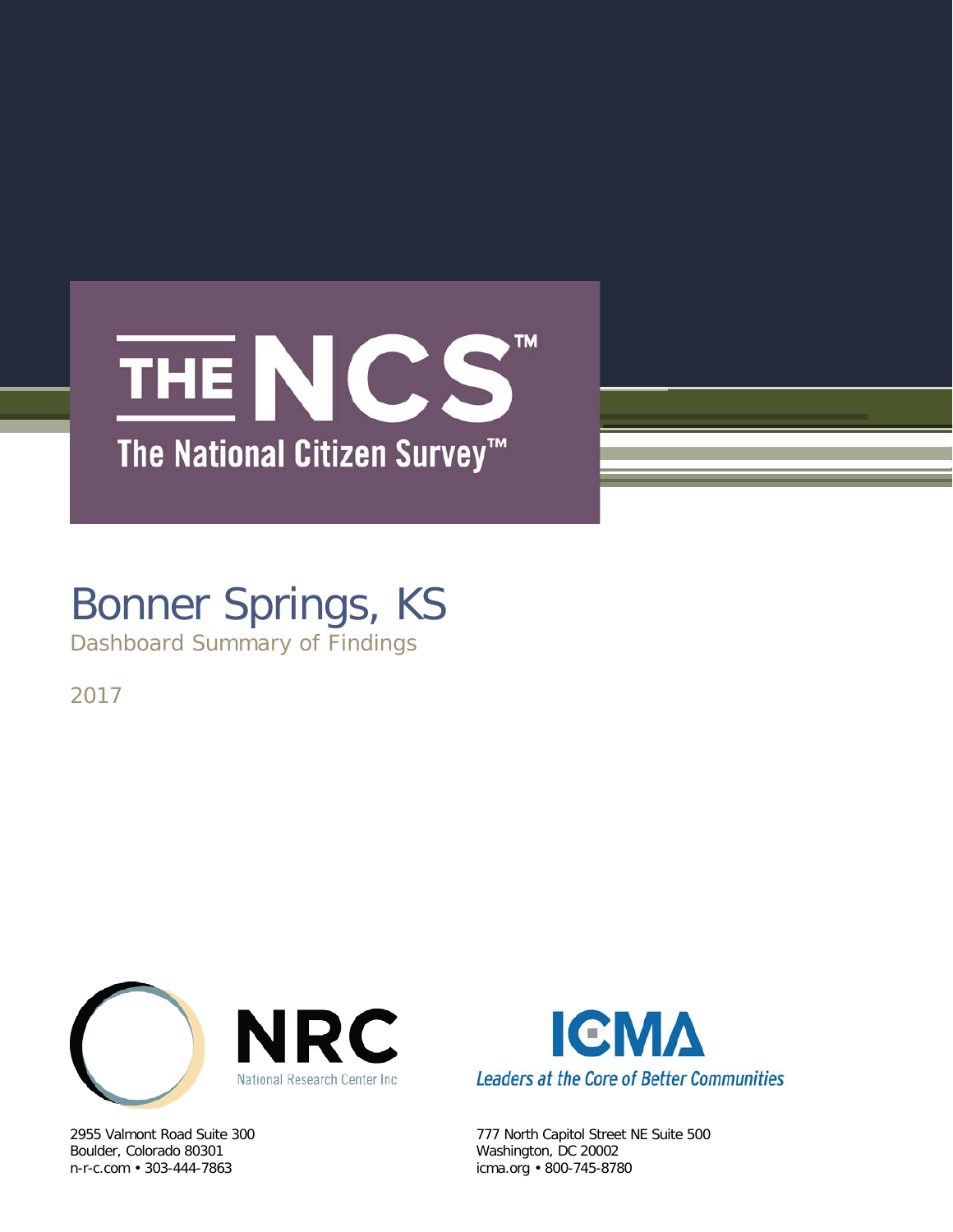# THE NCS™

The National Citizen Survey™

# Bonner Springs, KS

Dashboard Summary of Findings

2017

NRC

National Research Center Inc

2955 Valmont Road Suite 300
Boulder, Colorado 80301
n-r-c.com • 303-444-7863

ICMA

*Leaders at the Core of Better Communities*

777 North Capitol Street NE Suite 500
Washington, DC 20002
icma.org • 800-745-8780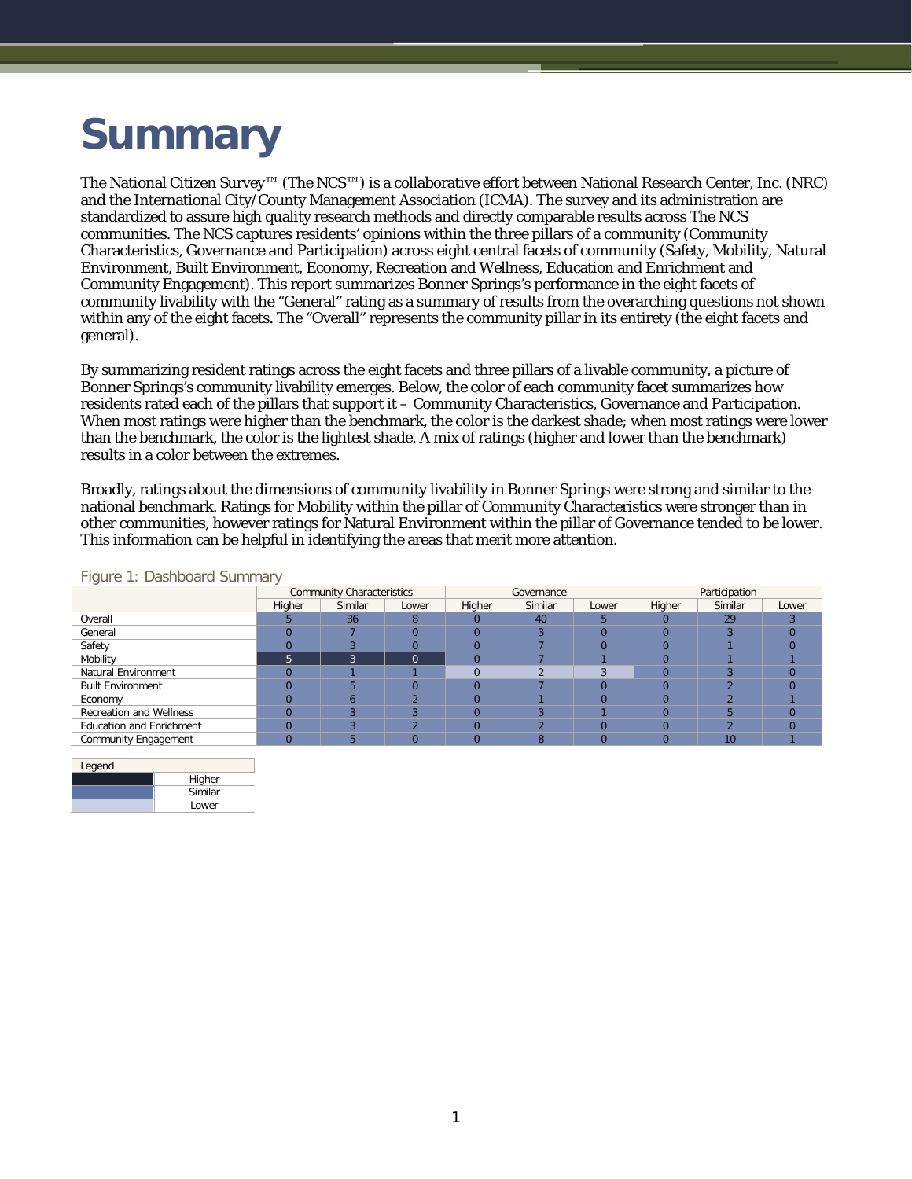# Summary

The National Citizen Survey™ (The NCS™) is a collaborative effort between National Research Center, Inc. (NRC) and the International City/County Management Association (ICMA). The survey and its administration are standardized to assure high quality research methods and directly comparable results across The NCS communities. The NCS captures residents' opinions within the three pillars of a community (Community Characteristics, Governance and Participation) across eight central facets of community (Safety, Mobility, Natural Environment, Built Environment, Economy, Recreation and Wellness, Education and Enrichment and Community Engagement). This report summarizes Bonner Springs's performance in the eight facets of community livability with the "General" rating as a summary of results from the overarching questions not shown within any of the eight facets. The "Overall" represents the community pillar in its entirety (the eight facets and general).

By summarizing resident ratings across the eight facets and three pillars of a livable community, a picture of Bonner Springs's community livability emerges. Below, the color of each community facet summarizes how residents rated each of the pillars that support it – Community Characteristics, Governance and Participation. When most ratings were higher than the benchmark, the color is the darkest shade; when most ratings were lower than the benchmark, the color is the lightest shade. A mix of ratings (higher and lower than the benchmark) results in a color between the extremes.

Broadly, ratings about the dimensions of community livability in Bonner Springs were strong and similar to the national benchmark. Ratings for Mobility within the pillar of Community Characteristics were stronger than in other communities, however ratings for Natural Environment within the pillar of Governance tended to be lower. This information can be helpful in identifying the areas that merit more attention.

Figure 1: Dashboard Summary

| | Community Characteristics | | | Governance | | | Participation | | |
|---|---|---|---|---|---|---|---|---|---|
| | Higher | Similar | Lower | Higher | Similar | Lower | Higher | Similar | Lower |
| Overall | 5 | 36 | 8 | 0 | 40 | 5 | 0 | 29 | 3 |
| General | 0 | 7 | 0 | 0 | 3 | 0 | 0 | 3 | 0 |
| Safety | 0 | 3 | 0 | 0 | 7 | 0 | 0 | 1 | 0 |
| Mobility | 5 | 3 | 0 | 0 | 7 | 1 | 0 | 1 | 1 |
| Natural Environment | 0 | 1 | 1 | 0 | 2 | 3 | 0 | 3 | 0 |
| Built Environment | 0 | 5 | 0 | 0 | 7 | 0 | 0 | 2 | 0 |
| Economy | 0 | 6 | 2 | 0 | 1 | 0 | 0 | 2 | 1 |
| Recreation and Wellness | 0 | 3 | 3 | 0 | 3 | 1 | 0 | 5 | 0 |
| Education and Enrichment | 0 | 3 | 2 | 0 | 2 | 0 | 0 | 2 | 0 |
| Community Engagement | 0 | 5 | 0 | 0 | 8 | 0 | 0 | 10 | 1 |

| Legend | |
|---|---|
| | Higher |
| | Similar |
| | Lower |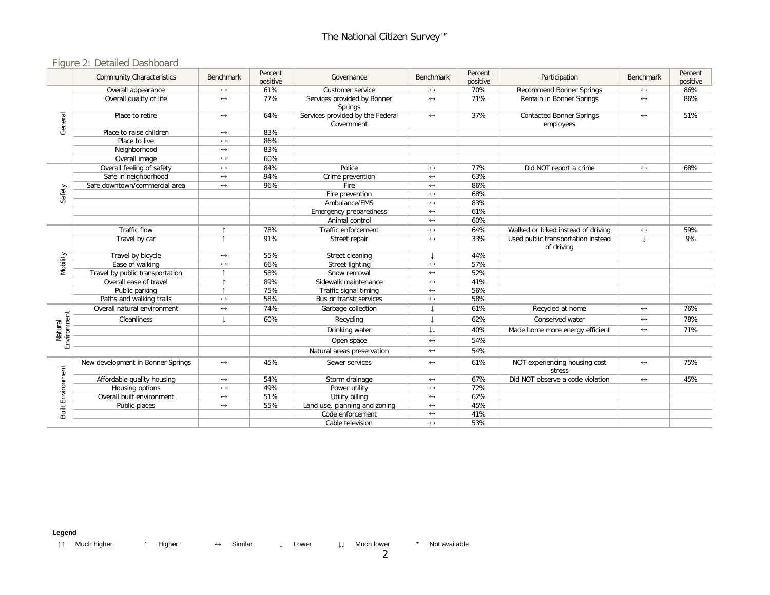## Figure 2: Detailed Dashboard

| | Community Characteristics | Benchmark | Percent positive | Governance | Benchmark | Percent positive | Participation | Benchmark | Percent positive |
|---|---|---|---|---|---|---|---|---|---|
| General | Overall appearance | ↔ | 61% | Customer service | ↔ | 70% | Recommend Bonner Springs | ↔ | 86% |
| | Overall quality of life | ↔ | 77% | Services provided by Bonner Springs | ↔ | 71% | Remain in Bonner Springs | ↔ | 86% |
| | Place to retire | ↔ | 64% | Services provided by the Federal Government | ↔ | 37% | Contacted Bonner Springs employees | ↔ | 51% |
| | Place to raise children | ↔ | 83% | | | | | | |
| | Place to live | ↔ | 86% | | | | | | |
| | Neighborhood | ↔ | 83% | | | | | | |
| | Overall image | ↔ | 60% | | | | | | |
| Safety | Overall feeling of safety | ↔ | 84% | Police | ↔ | 77% | Did NOT report a crime | ↔ | 68% |
| | Safe in neighborhood | ↔ | 94% | Crime prevention | ↔ | 63% | | | |
| | Safe downtown/commercial area | ↔ | 96% | Fire | ↔ | 86% | | | |
| | | | | Fire prevention | ↔ | 68% | | | |
| | | | | Ambulance/EMS | ↔ | 83% | | | |
| | | | | Emergency preparedness | ↔ | 61% | | | |
| | | | | Animal control | ↔ | 60% | | | |
| Mobility | Traffic flow | ↑ | 78% | Traffic enforcement | ↔ | 64% | Walked or biked instead of driving | ↔ | 59% |
| | Travel by car | ↑ | 91% | Street repair | ↔ | 33% | Used public transportation instead of driving | ↓ | 9% |
| | Travel by bicycle | ↔ | 55% | Street cleaning | ↓ | 44% | | | |
| | Ease of walking | ↔ | 66% | Street lighting | ↔ | 57% | | | |
| | Travel by public transportation | ↑ | 58% | Snow removal | ↔ | 52% | | | |
| | Overall ease of travel | ↑ | 89% | Sidewalk maintenance | ↔ | 41% | | | |
| | Public parking | ↑ | 75% | Traffic signal timing | ↔ | 56% | | | |
| | Paths and walking trails | ↔ | 58% | Bus or transit services | ↔ | 58% | | | |
| Natural Environment | Overall natural environment | ↔ | 74% | Garbage collection | ↓ | 61% | Recycled at home | ↔ | 76% |
| | Cleanliness | ↓ | 60% | Recycling | ↓ | 62% | Conserved water | ↔ | 78% |
| | | | | Drinking water | ↓↓ | 40% | Made home more energy efficient | ↔ | 71% |
| | | | | Open space | ↔ | 54% | | | |
| | | | | Natural areas preservation | ↔ | 54% | | | |
| Built Environment | New development in Bonner Springs | ↔ | 45% | Sewer services | ↔ | 61% | NOT experiencing housing cost stress | ↔ | 75% |
| | Affordable quality housing | ↔ | 54% | Storm drainage | ↔ | 67% | Did NOT observe a code violation | ↔ | 45% |
| | Housing options | ↔ | 49% | Power utility | ↔ | 72% | | | |
| | Overall built environment | ↔ | 51% | Utility billing | ↔ | 62% | | | |
| | Public places | ↔ | 55% | Land use, planning and zoning | ↔ | 45% | | | |
| | | | | Code enforcement | ↔ | 41% | | | |
| | | | | Cable television | ↔ | 53% | | | |

**Legend**

↑↑ Much higher &nbsp;&nbsp; ↑ Higher &nbsp;&nbsp; ↔ Similar &nbsp;&nbsp; ↓ Lower &nbsp;&nbsp; ↓↓ Much lower &nbsp;&nbsp; * Not available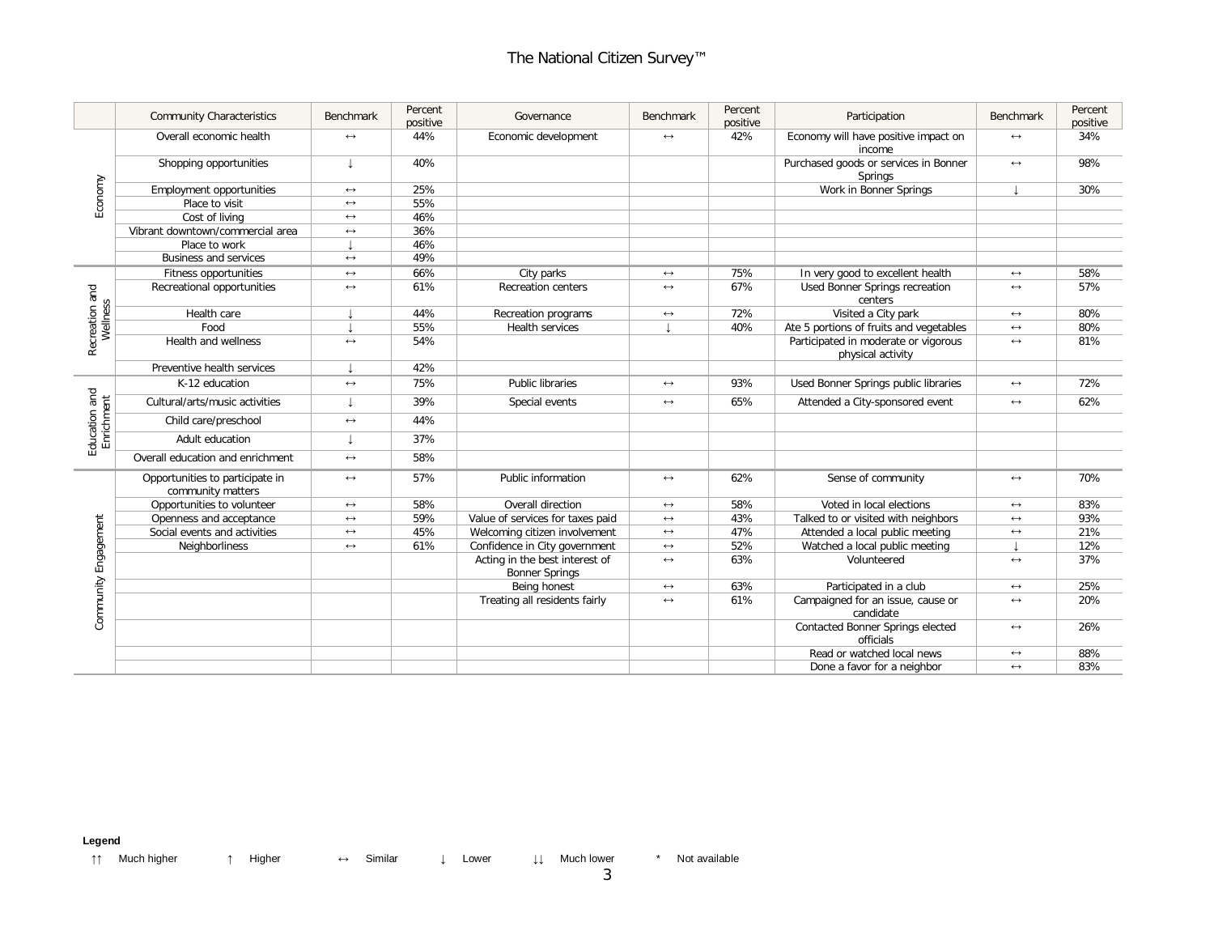# The National Citizen Survey™

| | Community Characteristics | Benchmark | Percent positive | Governance | Benchmark | Percent positive | Participation | Benchmark | Percent positive |
|---|---|---|---|---|---|---|---|---|---|
| Economy | Overall economic health | ↔ | 44% | Economic development | ↔ | 42% | Economy will have positive impact on income | ↔ | 34% |
| | Shopping opportunities | ↓ | 40% | | | | Purchased goods or services in Bonner Springs | ↔ | 98% |
| | Employment opportunities | ↔ | 25% | | | | Work in Bonner Springs | ↓ | 30% |
| | Place to visit | ↔ | 55% | | | | | | |
| | Cost of living | ↔ | 46% | | | | | | |
| | Vibrant downtown/commercial area | ↔ | 36% | | | | | | |
| | Place to work | ↓ | 46% | | | | | | |
| | Business and services | ↔ | 49% | | | | | | |
| Recreation and Wellness | Fitness opportunities | ↔ | 66% | City parks | ↔ | 75% | In very good to excellent health | ↔ | 58% |
| | Recreational opportunities | ↔ | 61% | Recreation centers | ↔ | 67% | Used Bonner Springs recreation centers | ↔ | 57% |
| | Health care | ↓ | 44% | Recreation programs | ↔ | 72% | Visited a City park | ↔ | 80% |
| | Food | ↓ | 55% | Health services | ↓ | 40% | Ate 5 portions of fruits and vegetables | ↔ | 80% |
| | Health and wellness | ↔ | 54% | | | | Participated in moderate or vigorous physical activity | ↔ | 81% |
| | Preventive health services | ↓ | 42% | | | | | | |
| Education and Enrichment | K-12 education | ↔ | 75% | Public libraries | ↔ | 93% | Used Bonner Springs public libraries | ↔ | 72% |
| | Cultural/arts/music activities | ↓ | 39% | Special events | ↔ | 65% | Attended a City-sponsored event | ↔ | 62% |
| | Child care/preschool | ↔ | 44% | | | | | | |
| | Adult education | ↓ | 37% | | | | | | |
| | Overall education and enrichment | ↔ | 58% | | | | | | |
| Community Engagement | Opportunities to participate in community matters | ↔ | 57% | Public information | ↔ | 62% | Sense of community | ↔ | 70% |
| | Opportunities to volunteer | ↔ | 58% | Overall direction | ↔ | 58% | Voted in local elections | ↔ | 83% |
| | Openness and acceptance | ↔ | 59% | Value of services for taxes paid | ↔ | 43% | Talked to or visited with neighbors | ↔ | 93% |
| | Social events and activities | ↔ | 45% | Welcoming citizen involvement | ↔ | 47% | Attended a local public meeting | ↔ | 21% |
| | Neighborliness | ↔ | 61% | Confidence in City government | ↔ | 52% | Watched a local public meeting | ↓ | 12% |
| | | | | Acting in the best interest of Bonner Springs | ↔ | 63% | Volunteered | ↔ | 37% |
| | | | | Being honest | ↔ | 63% | Participated in a club | ↔ | 25% |
| | | | | Treating all residents fairly | ↔ | 61% | Campaigned for an issue, cause or candidate | ↔ | 20% |
| | | | | | | | Contacted Bonner Springs elected officials | ↔ | 26% |
| | | | | | | | Read or watched local news | ↔ | 88% |
| | | | | | | | Done a favor for a neighbor | ↔ | 83% |

**Legend**

↑↑ Much higher ↑ Higher ↔ Similar ↓ Lower ↓↓ Much lower * Not available